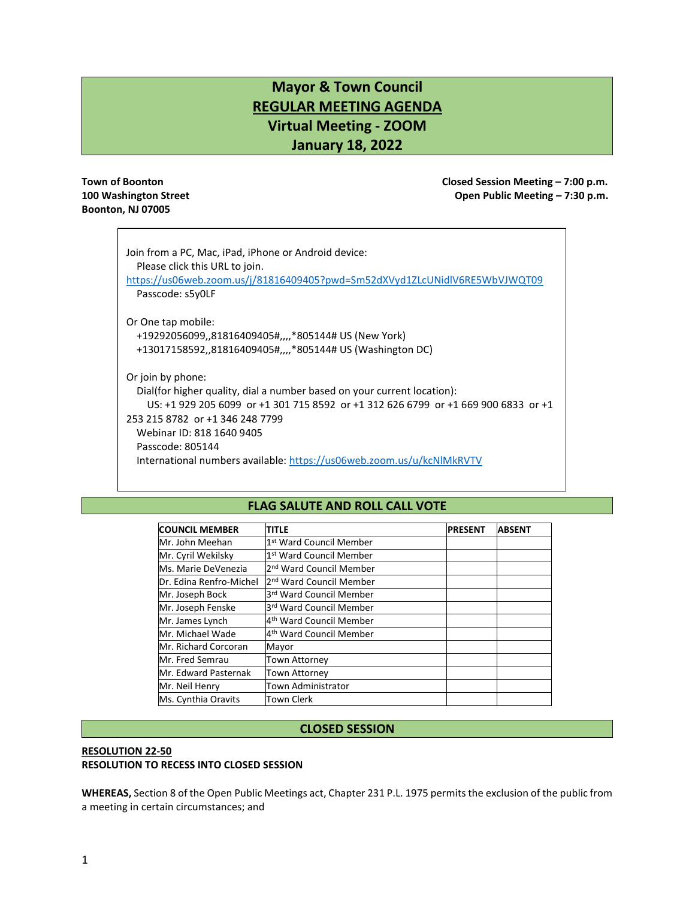# Mayor & Town Council

## REGULAR MEETING AGENDA

## Virtual Meeting - ZOOM

## January 18, 2022

**Town of Boonton**
**100 Washington Street**
**Boonton, NJ 07005**

**Closed Session Meeting – 7:00 p.m.**
**Open Public Meeting – 7:30 p.m.**

Join from a PC, Mac, iPad, iPhone or Android device:
Please click this URL to join.
https://us06web.zoom.us/j/81816409405?pwd=Sm52dXVyd1ZLcUNidlV6RE5WbVJWQT09
Passcode: s5y0LF

Or One tap mobile:
+19292056099,,81816409405#,,,,*805144# US (New York)
+13017158592,,81816409405#,,,,*805144# US (Washington DC)

Or join by phone:
Dial(for higher quality, dial a number based on your current location):
US: +1 929 205 6099 or +1 301 715 8592 or +1 312 626 6799 or +1 669 900 6833 or +1 253 215 8782 or +1 346 248 7799
Webinar ID: 818 1640 9405
Passcode: 805144
International numbers available: https://us06web.zoom.us/u/kcNlMkRVTV

## FLAG SALUTE AND ROLL CALL VOTE

| COUNCIL MEMBER | TITLE | PRESENT | ABSENT |
|---|---|---|---|
| Mr. John Meehan | 1st Ward Council Member | | |
| Mr. Cyril Wekilsky | 1st Ward Council Member | | |
| Ms. Marie DeVenezia | 2nd Ward Council Member | | |
| Dr. Edina Renfro-Michel | 2nd Ward Council Member | | |
| Mr. Joseph Bock | 3rd Ward Council Member | | |
| Mr. Joseph Fenske | 3rd Ward Council Member | | |
| Mr. James Lynch | 4th Ward Council Member | | |
| Mr. Michael Wade | 4th Ward Council Member | | |
| Mr. Richard Corcoran | Mayor | | |
| Mr. Fred Semrau | Town Attorney | | |
| Mr. Edward Pasternak | Town Attorney | | |
| Mr. Neil Henry | Town Administrator | | |
| Ms. Cynthia Oravits | Town Clerk | | |

## CLOSED SESSION

**RESOLUTION 22-50**
**RESOLUTION TO RECESS INTO CLOSED SESSION**

**WHEREAS,** Section 8 of the Open Public Meetings act, Chapter 231 P.L. 1975 permits the exclusion of the public from a meeting in certain circumstances; and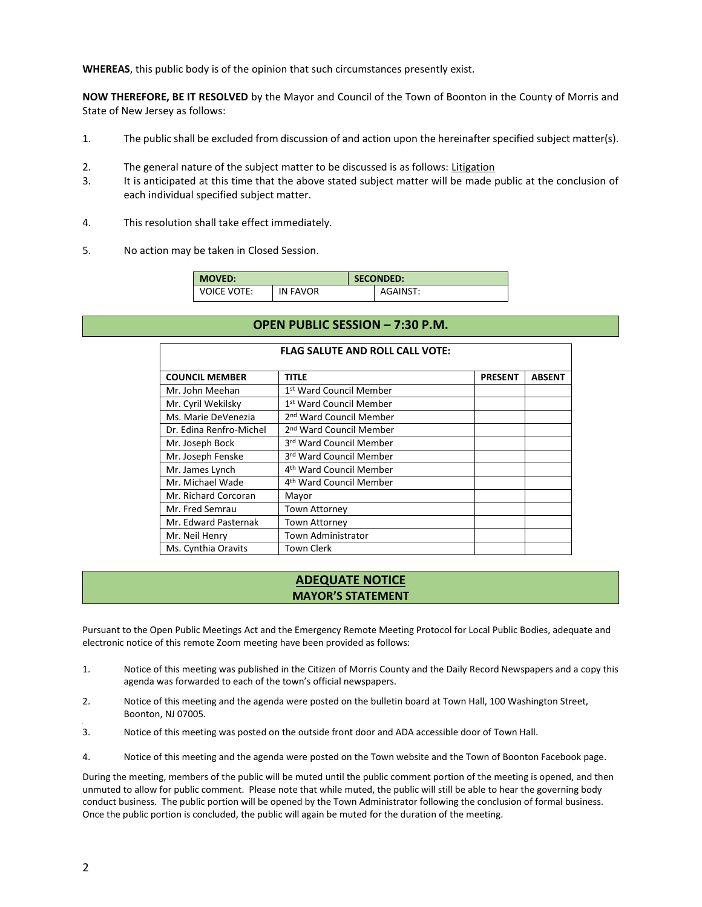**WHEREAS**, this public body is of the opinion that such circumstances presently exist.

**NOW THEREFORE, BE IT RESOLVED** by the Mayor and Council of the Town of Boonton in the County of Morris and State of New Jersey as follows:

1. The public shall be excluded from discussion of and action upon the hereinafter specified subject matter(s).

2. The general nature of the subject matter to be discussed is as follows: Litigation
3. It is anticipated at this time that the above stated subject matter will be made public at the conclusion of each individual specified subject matter.

4. This resolution shall take effect immediately.

5. No action may be taken in Closed Session.

| **MOVED:** | | **SECONDED:** |
|---|---|---|
| VOICE VOTE: | IN FAVOR | AGAINST: |

## OPEN PUBLIC SESSION – 7:30 P.M.

**FLAG SALUTE AND ROLL CALL VOTE:**

| COUNCIL MEMBER | TITLE | PRESENT | ABSENT |
|---|---|---|---|
| Mr. John Meehan | 1st Ward Council Member | | |
| Mr. Cyril Wekilsky | 1st Ward Council Member | | |
| Ms. Marie DeVenezia | 2nd Ward Council Member | | |
| Dr. Edina Renfro-Michel | 2nd Ward Council Member | | |
| Mr. Joseph Bock | 3rd Ward Council Member | | |
| Mr. Joseph Fenske | 3rd Ward Council Member | | |
| Mr. James Lynch | 4th Ward Council Member | | |
| Mr. Michael Wade | 4th Ward Council Member | | |
| Mr. Richard Corcoran | Mayor | | |
| Mr. Fred Semrau | Town Attorney | | |
| Mr. Edward Pasternak | Town Attorney | | |
| Mr. Neil Henry | Town Administrator | | |
| Ms. Cynthia Oravits | Town Clerk | | |

## ADEQUATE NOTICE
### MAYOR'S STATEMENT

Pursuant to the Open Public Meetings Act and the Emergency Remote Meeting Protocol for Local Public Bodies, adequate and electronic notice of this remote Zoom meeting have been provided as follows:

1. Notice of this meeting was published in the Citizen of Morris County and the Daily Record Newspapers and a copy this agenda was forwarded to each of the town's official newspapers.

2. Notice of this meeting and the agenda were posted on the bulletin board at Town Hall, 100 Washington Street, Boonton, NJ 07005.

3. Notice of this meeting was posted on the outside front door and ADA accessible door of Town Hall.

4. Notice of this meeting and the agenda were posted on the Town website and the Town of Boonton Facebook page.

During the meeting, members of the public will be muted until the public comment portion of the meeting is opened, and then unmuted to allow for public comment. Please note that while muted, the public will still be able to hear the governing body conduct business. The public portion will be opened by the Town Administrator following the conclusion of formal business. Once the public portion is concluded, the public will again be muted for the duration of the meeting.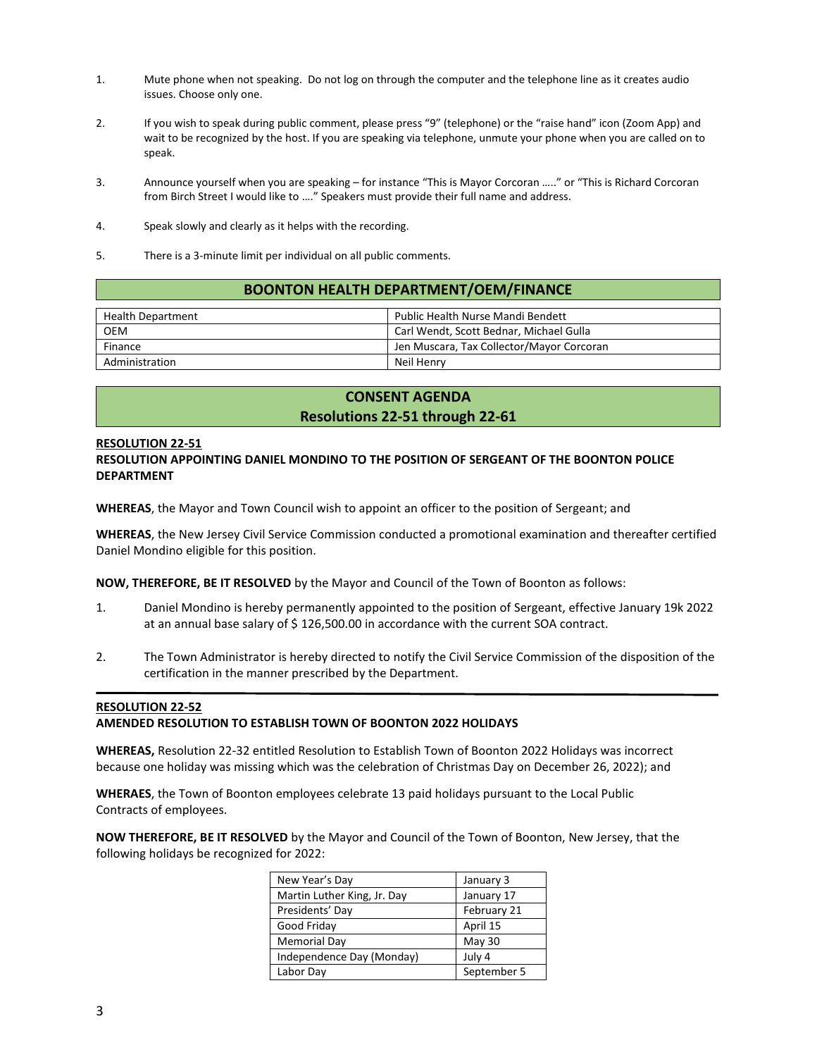1. Mute phone when not speaking. Do not log on through the computer and the telephone line as it creates audio issues. Choose only one.

2. If you wish to speak during public comment, please press "9" (telephone) or the "raise hand" icon (Zoom App) and wait to be recognized by the host. If you are speaking via telephone, unmute your phone when you are called on to speak.

3. Announce yourself when you are speaking – for instance "This is Mayor Corcoran ….." or "This is Richard Corcoran from Birch Street I would like to …." Speakers must provide their full name and address.

4. Speak slowly and clearly as it helps with the recording.

5. There is a 3-minute limit per individual on all public comments.

## BOONTON HEALTH DEPARTMENT/OEM/FINANCE

| | |
|---|---|
| Health Department | Public Health Nurse Mandi Bendett |
| OEM | Carl Wendt, Scott Bednar, Michael Gulla |
| Finance | Jen Muscara, Tax Collector/Mayor Corcoran |
| Administration | Neil Henry |

## CONSENT AGENDA
## Resolutions 22-51 through 22-61

**RESOLUTION 22-51**
**RESOLUTION APPOINTING DANIEL MONDINO TO THE POSITION OF SERGEANT OF THE BOONTON POLICE DEPARTMENT**

**WHEREAS**, the Mayor and Town Council wish to appoint an officer to the position of Sergeant; and

**WHEREAS**, the New Jersey Civil Service Commission conducted a promotional examination and thereafter certified Daniel Mondino eligible for this position.

**NOW, THEREFORE, BE IT RESOLVED** by the Mayor and Council of the Town of Boonton as follows:

1. Daniel Mondino is hereby permanently appointed to the position of Sergeant, effective January 19k 2022 at an annual base salary of $ 126,500.00 in accordance with the current SOA contract.

2. The Town Administrator is hereby directed to notify the Civil Service Commission of the disposition of the certification in the manner prescribed by the Department.

---

**RESOLUTION 22-52**
**AMENDED RESOLUTION TO ESTABLISH TOWN OF BOONTON 2022 HOLIDAYS**

**WHEREAS,** Resolution 22-32 entitled Resolution to Establish Town of Boonton 2022 Holidays was incorrect because one holiday was missing which was the celebration of Christmas Day on December 26, 2022); and

**WHERAES**, the Town of Boonton employees celebrate 13 paid holidays pursuant to the Local Public Contracts of employees.

**NOW THEREFORE, BE IT RESOLVED** by the Mayor and Council of the Town of Boonton, New Jersey, that the following holidays be recognized for 2022:

| | |
|---|---|
| New Year's Day | January 3 |
| Martin Luther King, Jr. Day | January 17 |
| Presidents' Day | February 21 |
| Good Friday | April 15 |
| Memorial Day | May 30 |
| Independence Day (Monday) | July 4 |
| Labor Day | September 5 |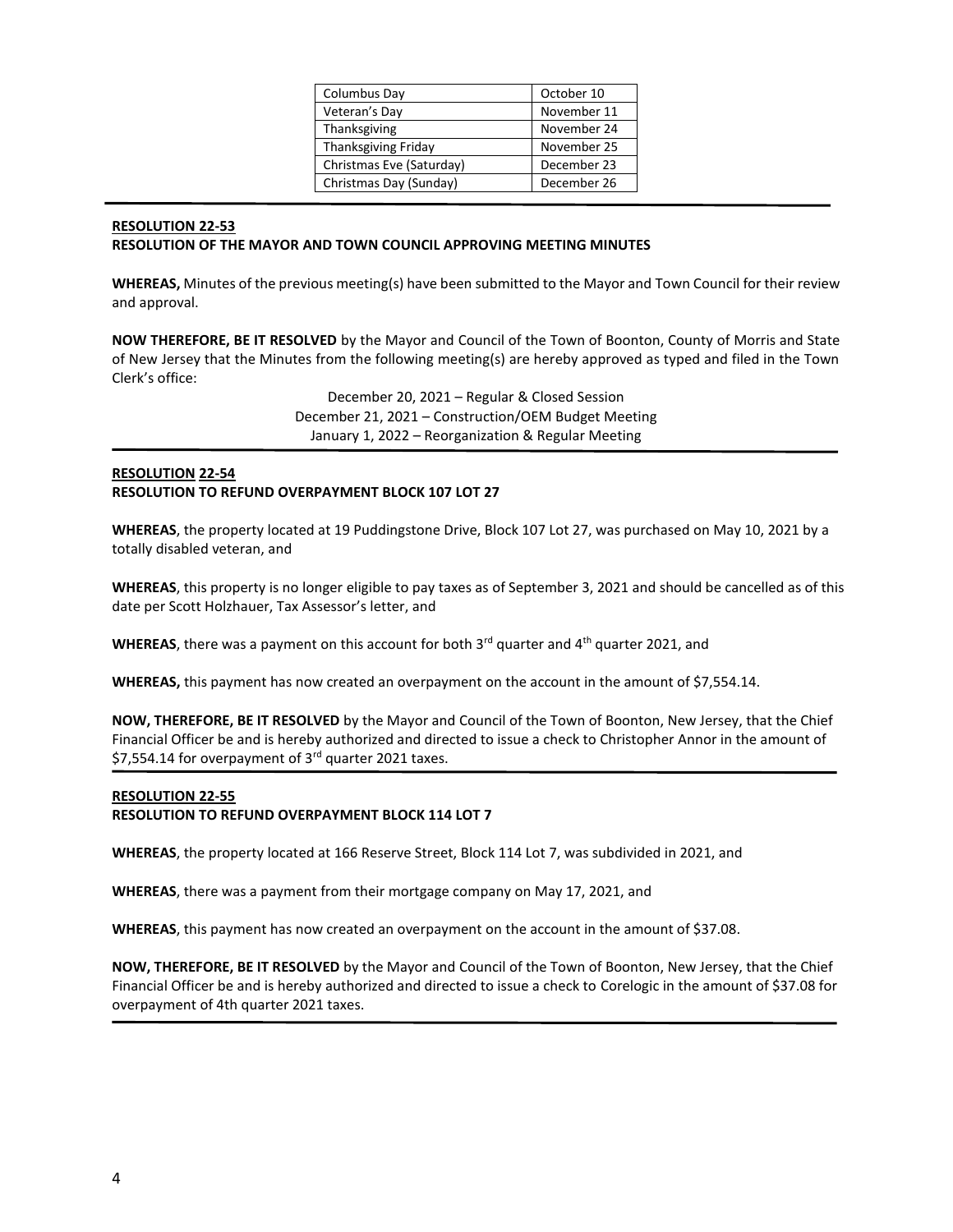| Columbus Day | October 10 |
|---|---|
| Veteran's Day | November 11 |
| Thanksgiving | November 24 |
| Thanksgiving Friday | November 25 |
| Christmas Eve (Saturday) | December 23 |
| Christmas Day (Sunday) | December 26 |

---

**RESOLUTION 22-53**
**RESOLUTION OF THE MAYOR AND TOWN COUNCIL APPROVING MEETING MINUTES**

**WHEREAS,** Minutes of the previous meeting(s) have been submitted to the Mayor and Town Council for their review and approval.

**NOW THEREFORE, BE IT RESOLVED** by the Mayor and Council of the Town of Boonton, County of Morris and State of New Jersey that the Minutes from the following meeting(s) are hereby approved as typed and filed in the Town Clerk's office:

December 20, 2021 – Regular & Closed Session
December 21, 2021 – Construction/OEM Budget Meeting
January 1, 2022 – Reorganization & Regular Meeting

---

**RESOLUTION 22-54**
**RESOLUTION TO REFUND OVERPAYMENT BLOCK 107 LOT 27**

**WHEREAS**, the property located at 19 Puddingstone Drive, Block 107 Lot 27, was purchased on May 10, 2021 by a totally disabled veteran, and

**WHEREAS**, this property is no longer eligible to pay taxes as of September 3, 2021 and should be cancelled as of this date per Scott Holzhauer, Tax Assessor's letter, and

**WHEREAS**, there was a payment on this account for both 3rd quarter and 4th quarter 2021, and

**WHEREAS,** this payment has now created an overpayment on the account in the amount of $7,554.14.

**NOW, THEREFORE, BE IT RESOLVED** by the Mayor and Council of the Town of Boonton, New Jersey, that the Chief Financial Officer be and is hereby authorized and directed to issue a check to Christopher Annor in the amount of $7,554.14 for overpayment of 3rd quarter 2021 taxes.

---

**RESOLUTION 22-55**
**RESOLUTION TO REFUND OVERPAYMENT BLOCK 114 LOT 7**

**WHEREAS**, the property located at 166 Reserve Street, Block 114 Lot 7, was subdivided in 2021, and

**WHEREAS**, there was a payment from their mortgage company on May 17, 2021, and

**WHEREAS**, this payment has now created an overpayment on the account in the amount of $37.08.

**NOW, THEREFORE, BE IT RESOLVED** by the Mayor and Council of the Town of Boonton, New Jersey, that the Chief Financial Officer be and is hereby authorized and directed to issue a check to Corelogic in the amount of $37.08 for overpayment of 4th quarter 2021 taxes.

---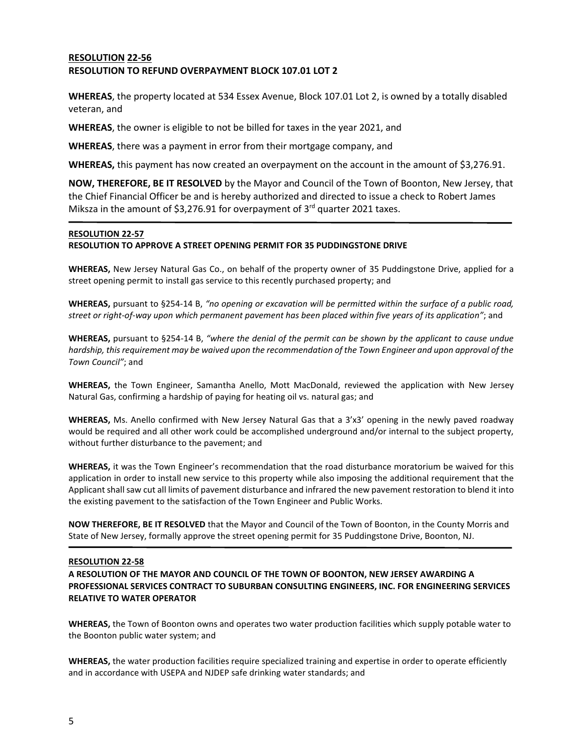**RESOLUTION 22-56**
**RESOLUTION TO REFUND OVERPAYMENT BLOCK 107.01 LOT 2**

**WHEREAS**, the property located at 534 Essex Avenue, Block 107.01 Lot 2, is owned by a totally disabled veteran, and

**WHEREAS**, the owner is eligible to not be billed for taxes in the year 2021, and

**WHEREAS**, there was a payment in error from their mortgage company, and

**WHEREAS,** this payment has now created an overpayment on the account in the amount of $3,276.91.

**NOW, THEREFORE, BE IT RESOLVED** by the Mayor and Council of the Town of Boonton, New Jersey, that the Chief Financial Officer be and is hereby authorized and directed to issue a check to Robert James Miksza in the amount of $3,276.91 for overpayment of 3rd quarter 2021 taxes.

---

**RESOLUTION 22-57**
**RESOLUTION TO APPROVE A STREET OPENING PERMIT FOR 35 PUDDINGSTONE DRIVE**

**WHEREAS,** New Jersey Natural Gas Co., on behalf of the property owner of 35 Puddingstone Drive, applied for a street opening permit to install gas service to this recently purchased property; and

**WHEREAS,** pursuant to §254-14 B, *"no opening or excavation will be permitted within the surface of a public road, street or right-of-way upon which permanent pavement has been placed within five years of its application"*; and

**WHEREAS,** pursuant to §254-14 B, *"where the denial of the permit can be shown by the applicant to cause undue hardship, this requirement may be waived upon the recommendation of the Town Engineer and upon approval of the Town Council"*; and

**WHEREAS,** the Town Engineer, Samantha Anello, Mott MacDonald, reviewed the application with New Jersey Natural Gas, confirming a hardship of paying for heating oil vs. natural gas; and

**WHEREAS,** Ms. Anello confirmed with New Jersey Natural Gas that a 3'x3' opening in the newly paved roadway would be required and all other work could be accomplished underground and/or internal to the subject property, without further disturbance to the pavement; and

**WHEREAS,** it was the Town Engineer's recommendation that the road disturbance moratorium be waived for this application in order to install new service to this property while also imposing the additional requirement that the Applicant shall saw cut all limits of pavement disturbance and infrared the new pavement restoration to blend it into the existing pavement to the satisfaction of the Town Engineer and Public Works.

**NOW THEREFORE, BE IT RESOLVED** that the Mayor and Council of the Town of Boonton, in the County Morris and State of New Jersey, formally approve the street opening permit for 35 Puddingstone Drive, Boonton, NJ.

---

**RESOLUTION 22-58**
**A RESOLUTION OF THE MAYOR AND COUNCIL OF THE TOWN OF BOONTON, NEW JERSEY AWARDING A PROFESSIONAL SERVICES CONTRACT TO SUBURBAN CONSULTING ENGINEERS, INC. FOR ENGINEERING SERVICES RELATIVE TO WATER OPERATOR**

**WHEREAS,** the Town of Boonton owns and operates two water production facilities which supply potable water to the Boonton public water system; and

**WHEREAS,** the water production facilities require specialized training and expertise in order to operate efficiently and in accordance with USEPA and NJDEP safe drinking water standards; and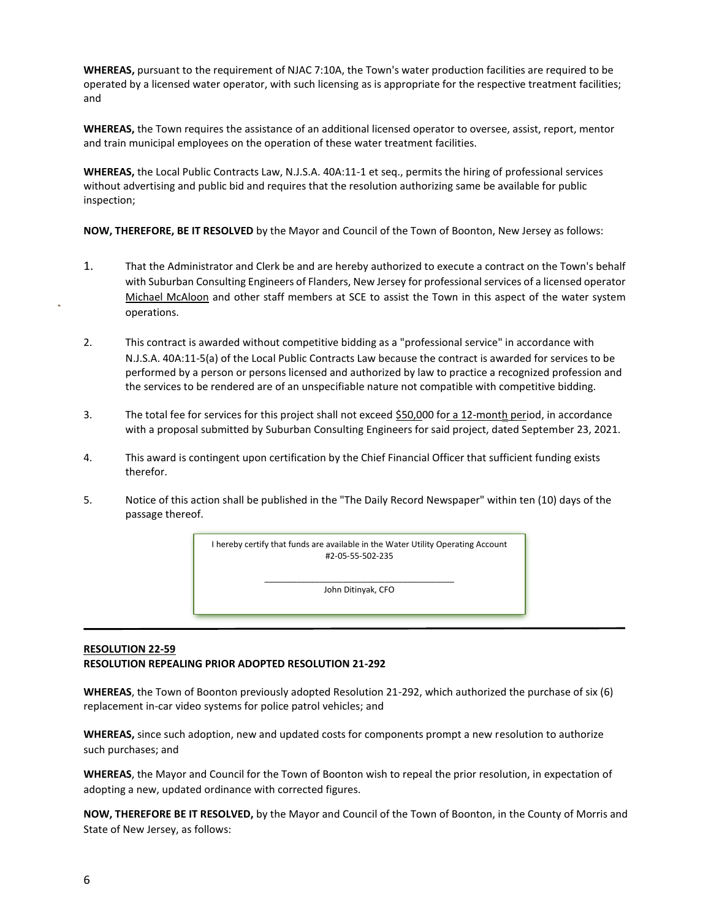**WHEREAS,** pursuant to the requirement of NJAC 7:10A, the Town's water production facilities are required to be operated by a licensed water operator, with such licensing as is appropriate for the respective treatment facilities; and

**WHEREAS,** the Town requires the assistance of an additional licensed operator to oversee, assist, report, mentor and train municipal employees on the operation of these water treatment facilities.

**WHEREAS,** the Local Public Contracts Law, N.J.S.A. 40A:11-1 et seq., permits the hiring of professional services without advertising and public bid and requires that the resolution authorizing same be available for public inspection;

**NOW, THEREFORE, BE IT RESOLVED** by the Mayor and Council of the Town of Boonton, New Jersey as follows:

1. That the Administrator and Clerk be and are hereby authorized to execute a contract on the Town's behalf with Suburban Consulting Engineers of Flanders, New Jersey for professional services of a licensed operator Michael McAloon and other staff members at SCE to assist the Town in this aspect of the water system operations.

2. This contract is awarded without competitive bidding as a "professional service" in accordance with N.J.S.A. 40A:11-5(a) of the Local Public Contracts Law because the contract is awarded for services to be performed by a person or persons licensed and authorized by law to practice a recognized profession and the services to be rendered are of an unspecifiable nature not compatible with competitive bidding.

3. The total fee for services for this project shall not exceed $50,000 for a 12-month period, in accordance with a proposal submitted by Suburban Consulting Engineers for said project, dated September 23, 2021.

4. This award is contingent upon certification by the Chief Financial Officer that sufficient funding exists therefor.

5. Notice of this action shall be published in the "The Daily Record Newspaper" within ten (10) days of the passage thereof.

I hereby certify that funds are available in the Water Utility Operating Account #2-05-55-502-235

\_\_\_\_\_\_\_\_\_\_\_\_\_\_\_\_\_\_\_\_\_\_\_\_\_\_\_\_\_\_\_\_\_\_\_\_\_\_\_\_

John Ditinyak, CFO

---

**RESOLUTION 22-59**

**RESOLUTION REPEALING PRIOR ADOPTED RESOLUTION 21-292**

**WHEREAS**, the Town of Boonton previously adopted Resolution 21-292, which authorized the purchase of six (6) replacement in-car video systems for police patrol vehicles; and

**WHEREAS,** since such adoption, new and updated costs for components prompt a new resolution to authorize such purchases; and

**WHEREAS**, the Mayor and Council for the Town of Boonton wish to repeal the prior resolution, in expectation of adopting a new, updated ordinance with corrected figures.

**NOW, THEREFORE BE IT RESOLVED,** by the Mayor and Council of the Town of Boonton, in the County of Morris and State of New Jersey, as follows: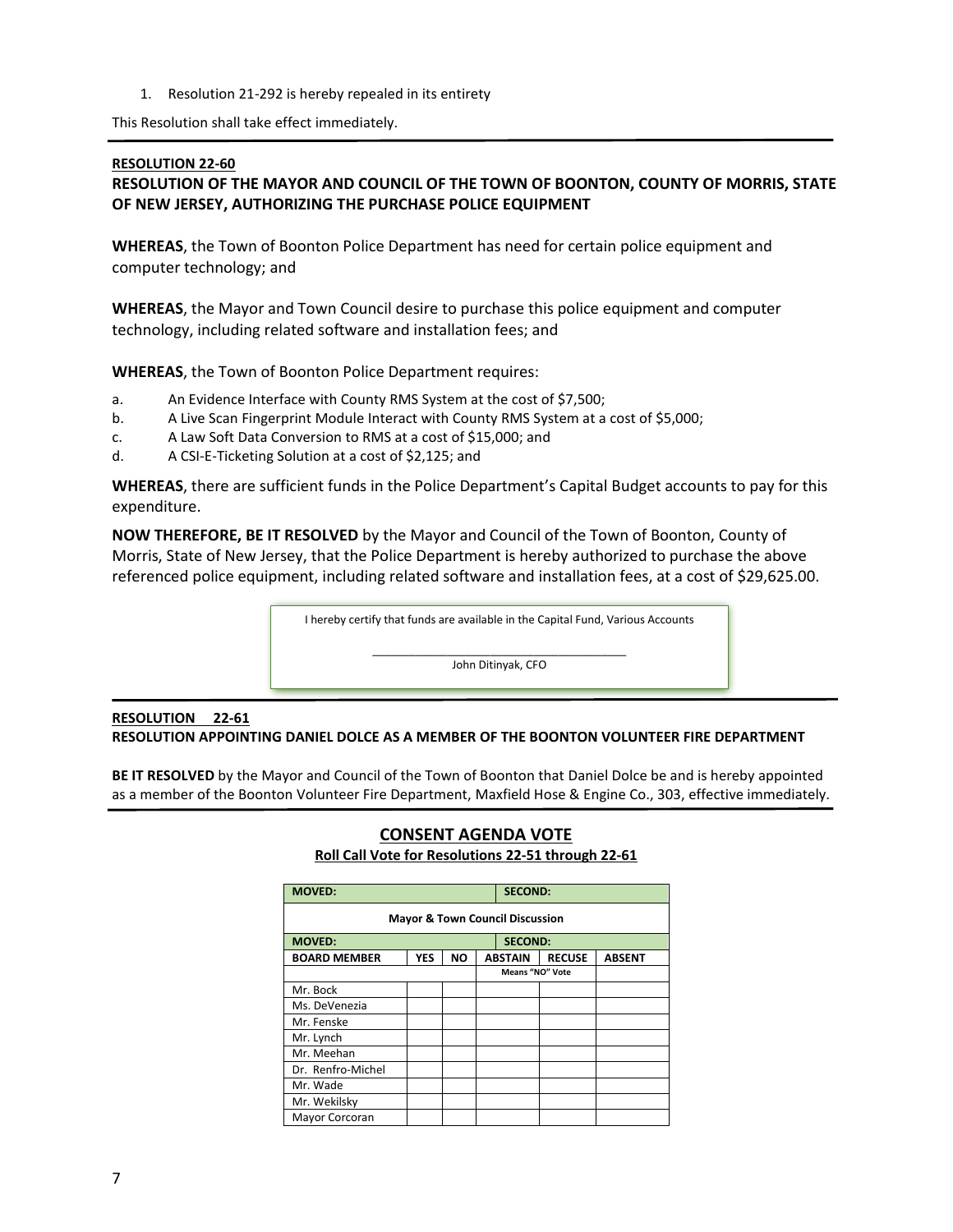1. Resolution 21-292 is hereby repealed in its entirety

This Resolution shall take effect immediately.

---

**RESOLUTION 22-60**

**RESOLUTION OF THE MAYOR AND COUNCIL OF THE TOWN OF BOONTON, COUNTY OF MORRIS, STATE OF NEW JERSEY, AUTHORIZING THE PURCHASE POLICE EQUIPMENT**

**WHEREAS**, the Town of Boonton Police Department has need for certain police equipment and computer technology; and

**WHEREAS**, the Mayor and Town Council desire to purchase this police equipment and computer technology, including related software and installation fees; and

**WHEREAS**, the Town of Boonton Police Department requires:

a. An Evidence Interface with County RMS System at the cost of $7,500;
b. A Live Scan Fingerprint Module Interact with County RMS System at a cost of $5,000;
c. A Law Soft Data Conversion to RMS at a cost of $15,000; and
d. A CSI-E-Ticketing Solution at a cost of $2,125; and

**WHEREAS**, there are sufficient funds in the Police Department's Capital Budget accounts to pay for this expenditure.

**NOW THEREFORE, BE IT RESOLVED** by the Mayor and Council of the Town of Boonton, County of Morris, State of New Jersey, that the Police Department is hereby authorized to purchase the above referenced police equipment, including related software and installation fees, at a cost of $29,625.00.

I hereby certify that funds are available in the Capital Fund, Various Accounts

\_\_\_\_\_\_\_\_\_\_\_\_\_\_\_\_\_\_\_\_\_\_\_\_\_\_\_\_\_\_\_\_\_\_\_\_\_\_\_\_
John Ditinyak, CFO

---

**RESOLUTION 22-61**

**RESOLUTION APPOINTING DANIEL DOLCE AS A MEMBER OF THE BOONTON VOLUNTEER FIRE DEPARTMENT**

**BE IT RESOLVED** by the Mayor and Council of the Town of Boonton that Daniel Dolce be and is hereby appointed as a member of the Boonton Volunteer Fire Department, Maxfield Hose & Engine Co., 303, effective immediately.

---

## CONSENT AGENDA VOTE

**Roll Call Vote for Resolutions 22-51 through 22-61**

| **MOVED:** | | | **SECOND:** | | |
|---|---|---|---|---|---|
| **Mayor & Town Council Discussion** | | | | | |
| **MOVED:** | | | **SECOND:** | | |
| **BOARD MEMBER** | **YES** | **NO** | **ABSTAIN** | **RECUSE** | **ABSENT** |
| | | | **Means "NO" Vote** | | |
| Mr. Bock | | | | | |
| Ms. DeVenezia | | | | | |
| Mr. Fenske | | | | | |
| Mr. Lynch | | | | | |
| Mr. Meehan | | | | | |
| Dr. Renfro-Michel | | | | | |
| Mr. Wade | | | | | |
| Mr. Wekilsky | | | | | |
| Mayor Corcoran | | | | | |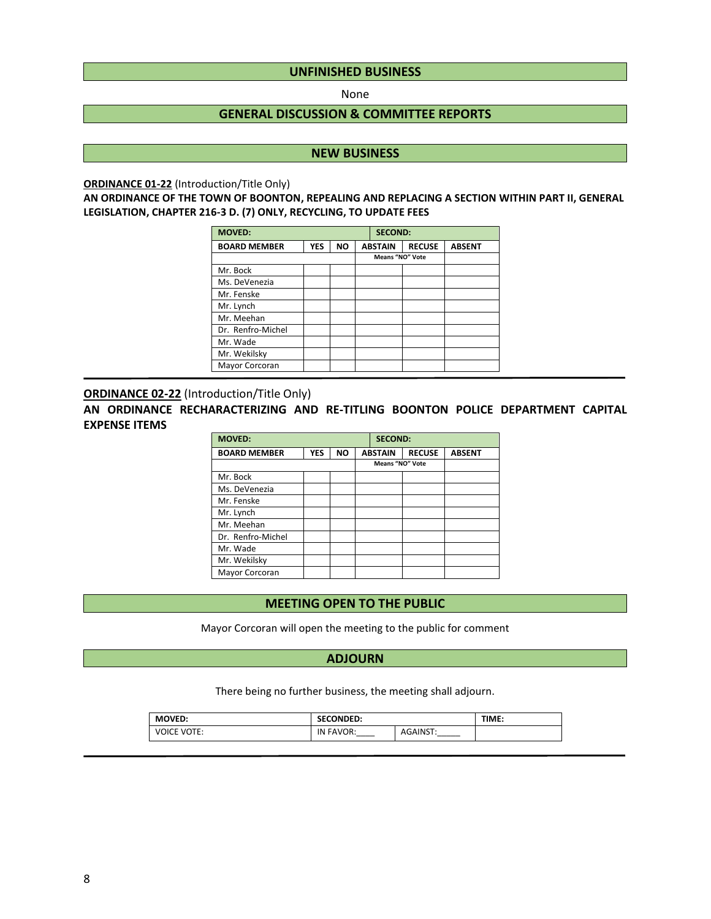## UNFINISHED BUSINESS

None

## GENERAL DISCUSSION & COMMITTEE REPORTS

## NEW BUSINESS

**ORDINANCE 01-22** (Introduction/Title Only)
**AN ORDINANCE OF THE TOWN OF BOONTON, REPEALING AND REPLACING A SECTION WITHIN PART II, GENERAL LEGISLATION, CHAPTER 216-3 D. (7) ONLY, RECYCLING, TO UPDATE FEES**

| **MOVED:** | | | **SECOND:** | | |
|---|---|---|---|---|---|
| **BOARD MEMBER** | **YES** | **NO** | **ABSTAIN** | **RECUSE** | **ABSENT** |
| | | | Means "NO" Vote | | |
| Mr. Bock | | | | | |
| Ms. DeVenezia | | | | | |
| Mr. Fenske | | | | | |
| Mr. Lynch | | | | | |
| Mr. Meehan | | | | | |
| Dr. Renfro-Michel | | | | | |
| Mr. Wade | | | | | |
| Mr. Wekilsky | | | | | |
| Mayor Corcoran | | | | | |

**ORDINANCE 02-22** (Introduction/Title Only)
**AN ORDINANCE RECHARACTERIZING AND RE-TITLING BOONTON POLICE DEPARTMENT CAPITAL EXPENSE ITEMS**

| **MOVED:** | | | **SECOND:** | | |
|---|---|---|---|---|---|
| **BOARD MEMBER** | **YES** | **NO** | **ABSTAIN** | **RECUSE** | **ABSENT** |
| | | | Means "NO" Vote | | |
| Mr. Bock | | | | | |
| Ms. DeVenezia | | | | | |
| Mr. Fenske | | | | | |
| Mr. Lynch | | | | | |
| Mr. Meehan | | | | | |
| Dr. Renfro-Michel | | | | | |
| Mr. Wade | | | | | |
| Mr. Wekilsky | | | | | |
| Mayor Corcoran | | | | | |

## MEETING OPEN TO THE PUBLIC

Mayor Corcoran will open the meeting to the public for comment

## ADJOURN

There being no further business, the meeting shall adjourn.

| **MOVED:** | **SECONDED:** | | **TIME:** |
|---|---|---|---|
| VOICE VOTE: | IN FAVOR:____ | AGAINST:_____ | |